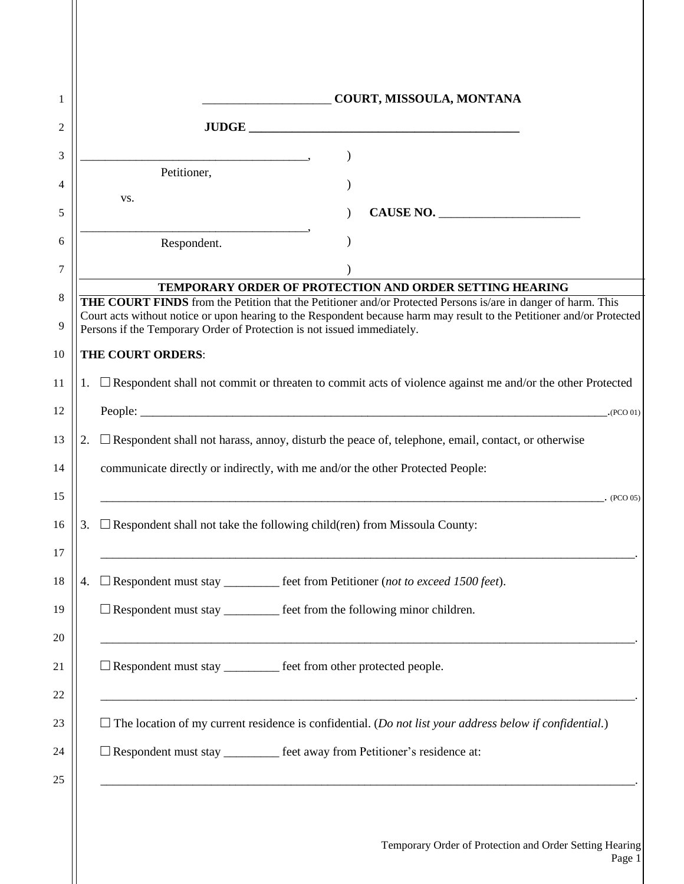_____________________ COURT, MISSOULA, MONTANA

**JUDGE ____________________________________________**

_____________________________________, Petitioner,

vs.

_____________________________________, Respondent.

**CAUSE NO. _______________________**

## TEMPORARY ORDER OF PROTECTION AND ORDER SETTING HEARING

**THE COURT FINDS** from the Petition that the Petitioner and/or Protected Persons is/are in danger of harm. This Court acts without notice or upon hearing to the Respondent because harm may result to the Petitioner and/or Protected Persons if the Temporary Order of Protection is not issued immediately.

**THE COURT ORDERS**:

1. ☐ Respondent shall not commit or threaten to commit acts of violence against me and/or the other Protected People: ________________________________________________________________________________.(PCO 01)

2. ☐ Respondent shall not harass, annoy, disturb the peace of, telephone, email, contact, or otherwise communicate directly or indirectly, with me and/or the other Protected People: ________________________________________________________________________________. (PCO 05)

3. ☐ Respondent shall not take the following child(ren) from Missoula County: ________________________________________________________________________________.

4. ☐ Respondent must stay _________ feet from Petitioner (*not to exceed 1500 feet*).

   ☐ Respondent must stay _________ feet from the following minor children.

   ________________________________________________________________________________.

   ☐ Respondent must stay _________ feet from other protected people.

   ________________________________________________________________________________.

   ☐ The location of my current residence is confidential. (*Do not list your address below if confidential.*)

   ☐ Respondent must stay _________ feet away from Petitioner's residence at:

   ________________________________________________________________________________.

Temporary Order of Protection and Order Setting Hearing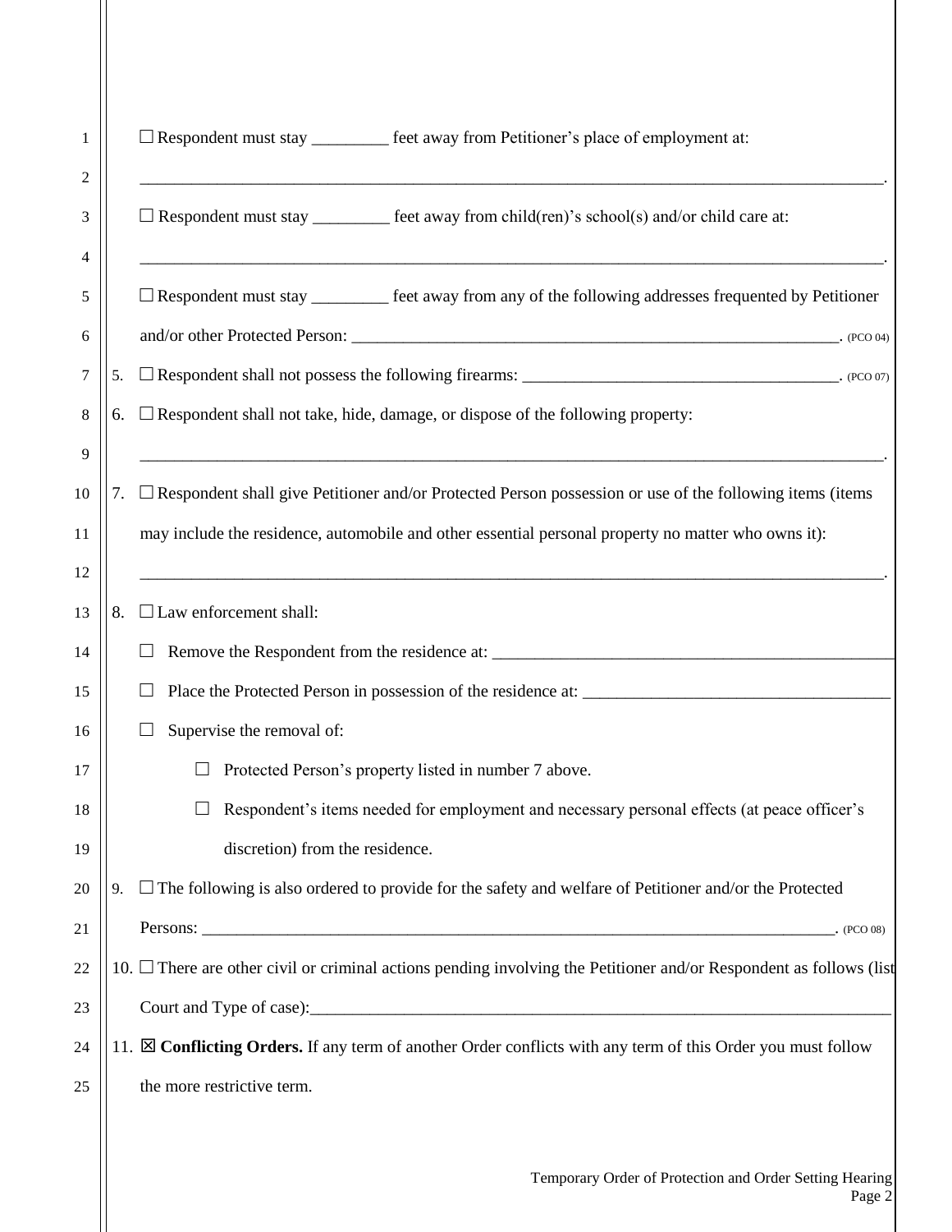☐ Respondent must stay _________ feet away from Petitioner's place of employment at:

_____________________________________________________________________________________________.

☐ Respondent must stay _________ feet away from child(ren)'s school(s) and/or child care at:

_____________________________________________________________________________________________.

☐ Respondent must stay _________ feet away from any of the following addresses frequented by Petitioner and/or other Protected Person: _____________________________________________________________. (PCO 04)

5. ☐ Respondent shall not possess the following firearms: ______________________________________. (PCO 07)

6. ☐ Respondent shall not take, hide, damage, or dispose of the following property:

_____________________________________________________________________________________________.

7. ☐ Respondent shall give Petitioner and/or Protected Person possession or use of the following items (items may include the residence, automobile and other essential personal property no matter who owns it):

_____________________________________________________________________________________________.

8. ☐ Law enforcement shall:

   ☐ Remove the Respondent from the residence at: ___________________________________________________

   ☐ Place the Protected Person in possession of the residence at: ____________________________________

   ☐ Supervise the removal of:

      ☐ Protected Person's property listed in number 7 above.

      ☐ Respondent's items needed for employment and necessary personal effects (at peace officer's discretion) from the residence.

9. ☐ The following is also ordered to provide for the safety and welfare of Petitioner and/or the Protected Persons: ________________________________________________________________________________. (PCO 08)

10. ☐ There are other civil or criminal actions pending involving the Petitioner and/or Respondent as follows (list Court and Type of case):___________________________________________________________________________

11. ☒ **Conflicting Orders.** If any term of another Order conflicts with any term of this Order you must follow the more restrictive term.

Temporary Order of Protection and Order Setting Hearing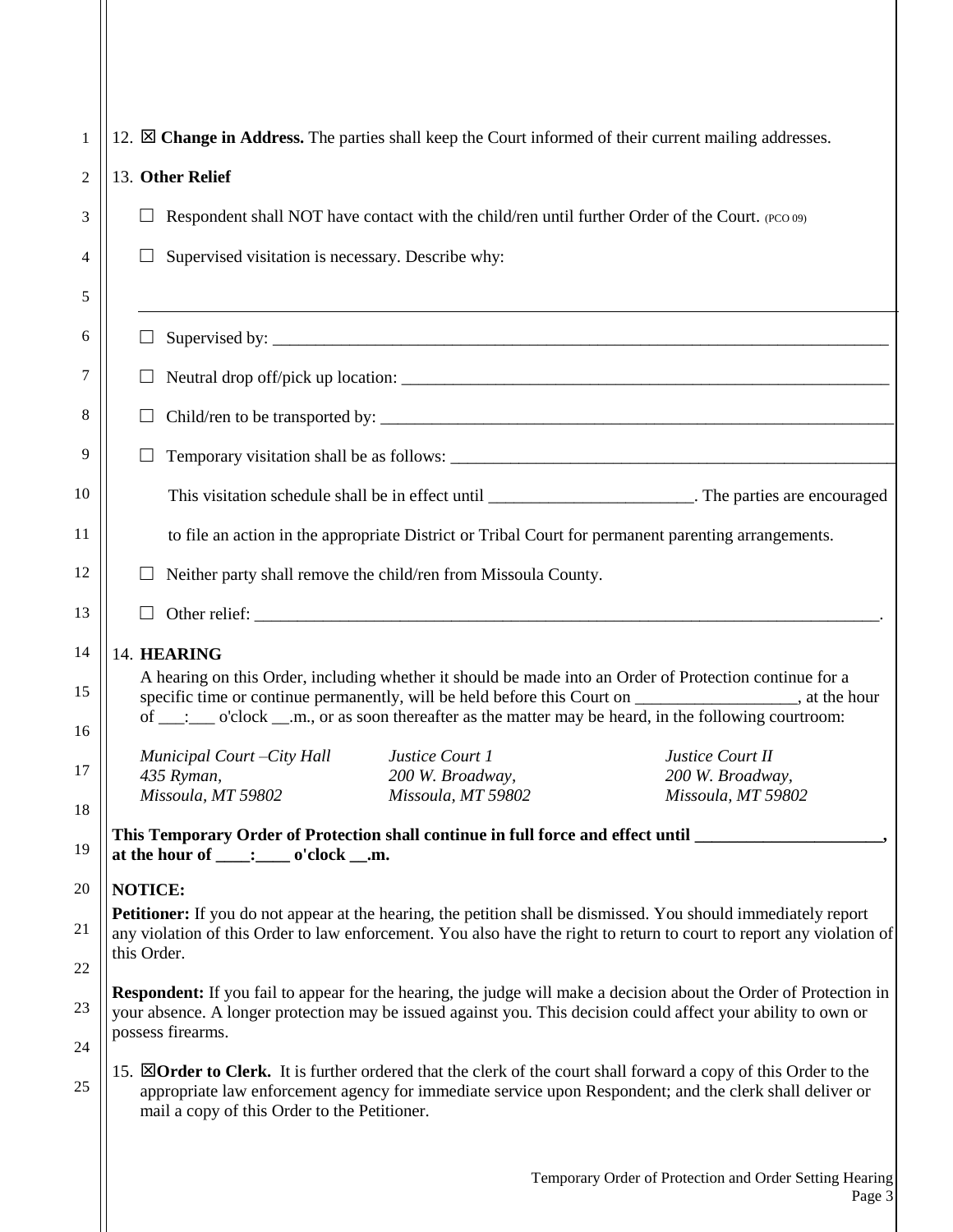12. ☒ **Change in Address.** The parties shall keep the Court informed of their current mailing addresses.

13. **Other Relief**

☐ Respondent shall NOT have contact with the child/ren until further Order of the Court. (PCO 09)

☐ Supervised visitation is necessary. Describe why:

_______________________________________________________________________________

☐ Supervised by: ___________________________________________________________________

☐ Neutral drop off/pick up location: ___________________________________________________

☐ Child/ren to be transported by: ______________________________________________________

☐ Temporary visitation shall be as follows: _____________________________________________

This visitation schedule shall be in effect until ________________________. The parties are encouraged to file an action in the appropriate District or Tribal Court for permanent parenting arrangements.

☐ Neither party shall remove the child/ren from Missoula County.

☐ Other relief: ____________________________________________________________________.

14. **HEARING**

A hearing on this Order, including whether it should be made into an Order of Protection continue for a specific time or continue permanently, will be held before this Court on ___________________, at the hour of ___:___ o'clock __.m., or as soon thereafter as the matter may be heard, in the following courtroom:

| *Municipal Court –City Hall* | *Justice Court 1* | *Justice Court II* |
|---|---|---|
| *435 Ryman,* | *200 W. Broadway,* | *200 W. Broadway,* |
| *Missoula, MT 59802* | *Missoula, MT 59802* | *Missoula, MT 59802* |

**This Temporary Order of Protection shall continue in full force and effect until ______________________, at the hour of ____:____ o'clock __.m.**

**NOTICE:**

**Petitioner:** If you do not appear at the hearing, the petition shall be dismissed. You should immediately report any violation of this Order to law enforcement. You also have the right to return to court to report any violation of this Order.

**Respondent:** If you fail to appear for the hearing, the judge will make a decision about the Order of Protection in your absence. A longer protection may be issued against you. This decision could affect your ability to own or possess firearms.

15. ☒**Order to Clerk.** It is further ordered that the clerk of the court shall forward a copy of this Order to the appropriate law enforcement agency for immediate service upon Respondent; and the clerk shall deliver or mail a copy of this Order to the Petitioner.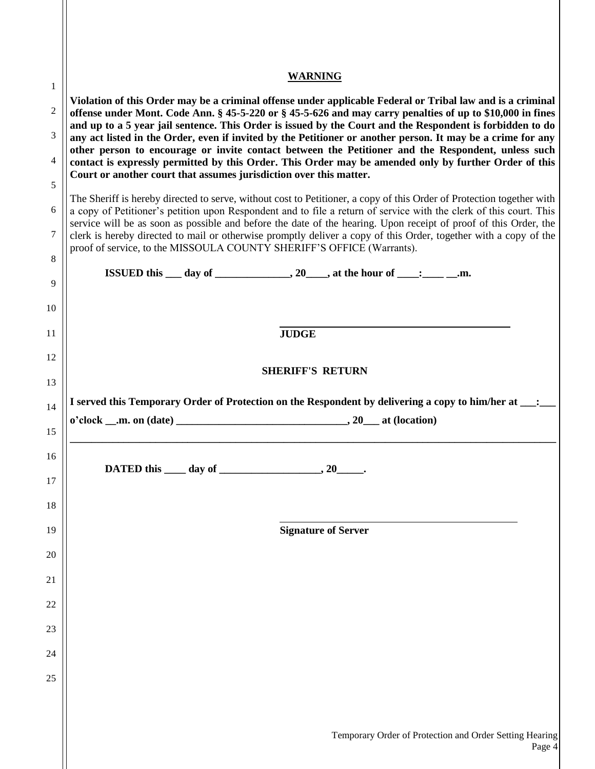**WARNING**

**Violation of this Order may be a criminal offense under applicable Federal or Tribal law and is a criminal offense under Mont. Code Ann. § 45-5-220 or § 45-5-626 and may carry penalties of up to $10,000 in fines and up to a 5 year jail sentence. This Order is issued by the Court and the Respondent is forbidden to do any act listed in the Order, even if invited by the Petitioner or another person. It may be a crime for any other person to encourage or invite contact between the Petitioner and the Respondent, unless such contact is expressly permitted by this Order. This Order may be amended only by further Order of this Court or another court that assumes jurisdiction over this matter.**

The Sheriff is hereby directed to serve, without cost to Petitioner, a copy of this Order of Protection together with a copy of Petitioner's petition upon Respondent and to file a return of service with the clerk of this court. This service will be as soon as possible and before the date of the hearing. Upon receipt of proof of this Order, the clerk is hereby directed to mail or otherwise promptly deliver a copy of this Order, together with a copy of the proof of service, to the MISSOULA COUNTY SHERIFF'S OFFICE (Warrants).

**ISSUED this ___ day of ______________, 20____, at the hour of ____:____ __.m.**

_____________________________________________
**JUDGE**

**SHERIFF'S RETURN**

**I served this Temporary Order of Protection on the Respondent by delivering a copy to him/her at ___:___ o'clock __.m. on (date) ________________________________, 20___ at (location)**

______________________________________________________________________________________________

**DATED this ____ day of ___________________, 20_____.**

_____________________________________________
**Signature of Server**